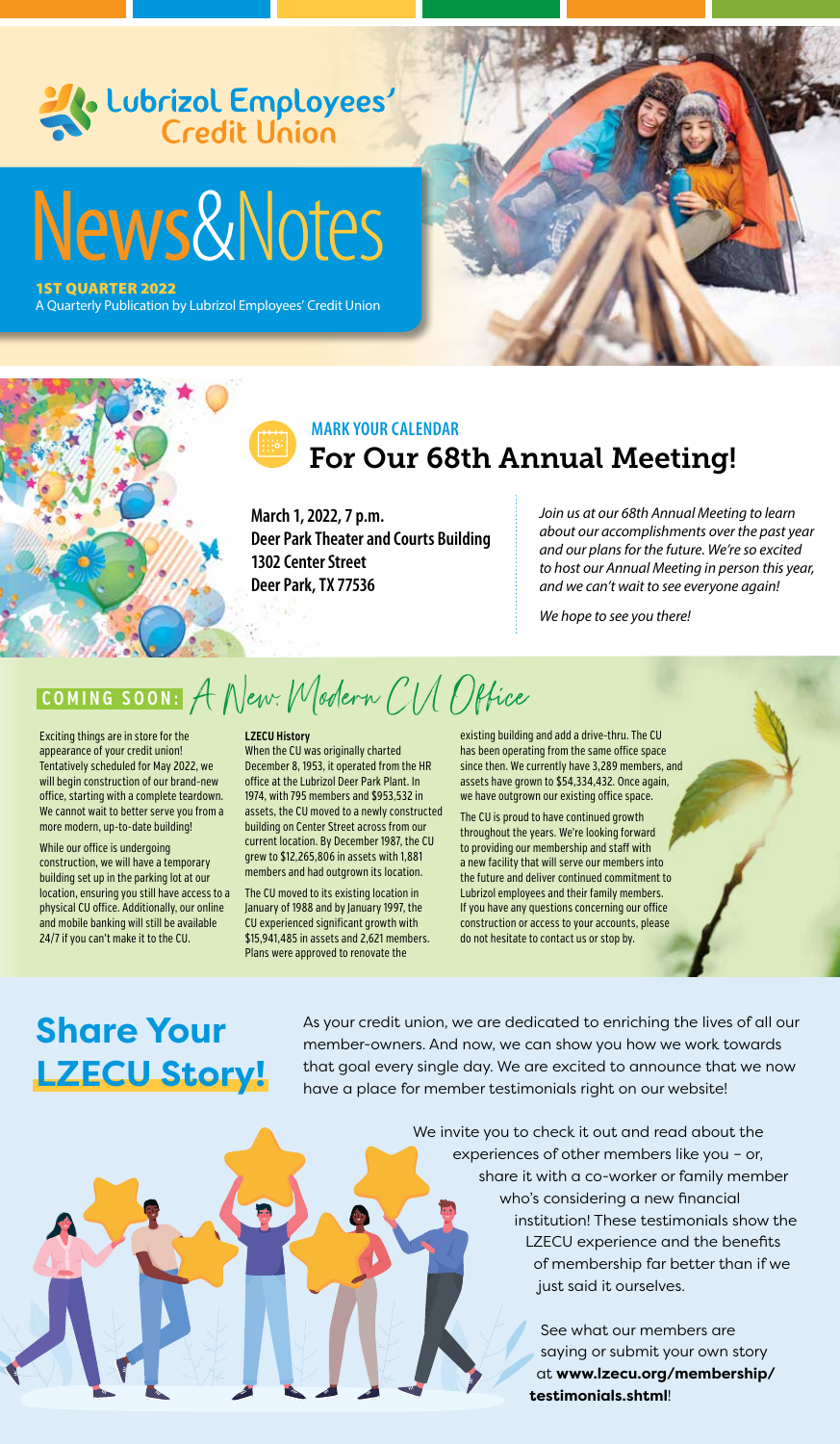Lubrizol Employees' Credit Union

# News&Notes

**1ST QUARTER 2022**
A Quarterly Publication by Lubrizol Employees' Credit Union

### MARK YOUR CALENDAR

## For Our 68th Annual Meeting!

**March 1, 2022, 7 p.m.**
**Deer Park Theater and Courts Building**
**1302 Center Street**
**Deer Park, TX 77536**

*Join us at our 68th Annual Meeting to learn about our accomplishments over the past year and our plans for the future. We're so excited to host our Annual Meeting in person this year, and we can't wait to see everyone again!*

*We hope to see you there!*

## COMING SOON: A New, Modern CU Office

Exciting things are in store for the appearance of your credit union! Tentatively scheduled for May 2022, we will begin construction of our brand-new office, starting with a complete teardown. We cannot wait to better serve you from a more modern, up-to-date building!

While our office is undergoing construction, we will have a temporary building set up in the parking lot at our location, ensuring you still have access to a physical CU office. Additionally, our online and mobile banking will still be available 24/7 if you can't make it to the CU.

**LZECU History**

When the CU was originally charted December 8, 1953, it operated from the HR office at the Lubrizol Deer Park Plant. In 1974, with 795 members and $953,532 in assets, the CU moved to a newly constructed building on Center Street across from our current location. By December 1987, the CU grew to $12,265,806 in assets with 1,881 members and had outgrown its location.

The CU moved to its existing location in January of 1988 and by January 1997, the CU experienced significant growth with $15,941,485 in assets and 2,621 members. Plans were approved to renovate the existing building and add a drive-thru. The CU has been operating from the same office space since then. We currently have 3,289 members, and assets have grown to $54,334,432. Once again, we have outgrown our existing office space.

The CU is proud to have continued growth throughout the years. We're looking forward to providing our membership and staff with a new facility that will serve our members into the future and deliver continued commitment to Lubrizol employees and their family members. If you have any questions concerning our office construction or access to your accounts, please do not hesitate to contact us or stop by.

## Share Your LZECU Story!

As your credit union, we are dedicated to enriching the lives of all our member-owners. And now, we can show you how we work towards that goal every single day. We are excited to announce that we now have a place for member testimonials right on our website!

We invite you to check it out and read about the experiences of other members like you – or, share it with a co-worker or family member who's considering a new financial institution! These testimonials show the LZECU experience and the benefits of membership far better than if we just said it ourselves.

See what our members are saying or submit your own story at **www.lzecu.org/membership/testimonials.shtml**!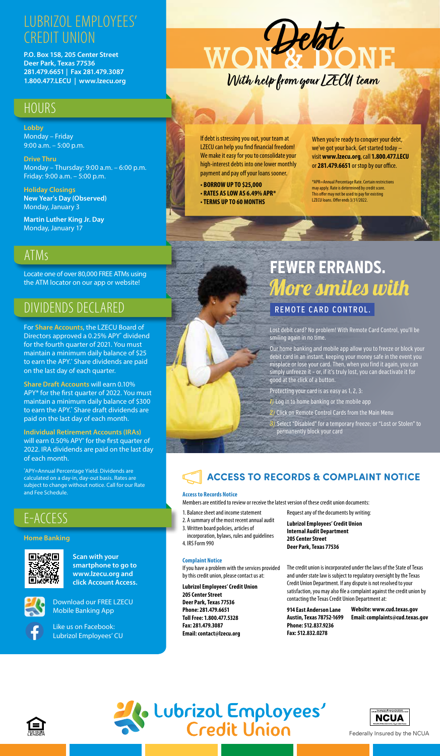# LUBRIZOL EMPLOYEES' CREDIT UNION

**P.O. Box 158, 205 Center Street**
**Deer Park, Texas 77536**
**281.479.6651 | Fax 281.479.3087**
**1.800.477.LECU | www.lzecu.org**

## HOURS

**Lobby**
Monday – Friday
9:00 a.m. – 5:00 p.m.

**Drive Thru**
Monday – Thursday: 9:00 a.m. – 6:00 p.m.
Friday: 9:00 a.m. – 5:00 p.m.

**Holiday Closings**
**New Year's Day (Observed)**
Monday, January 3

**Martin Luther King Jr. Day**
Monday, January 17

## ATMs

Locate one of over 80,000 FREE ATMs using the ATM locator on our app or website!

## DIVIDENDS DECLARED

For **Share Accounts**, the LZECU Board of Directors approved a 0.25% APY* dividend for the fourth quarter of 2021. You must maintain a minimum daily balance of $25 to earn the APY.* Share dividends are paid on the last day of each quarter.

**Share Draft Accounts** will earn 0.10% APY* for the first quarter of 2022. You must maintain a minimum daily balance of $300 to earn the APY.* Share draft dividends are paid on the last day of each month.

**Individual Retirement Accounts (IRAs)** will earn 0.50% APY* for the first quarter of 2022. IRA dividends are paid on the last day of each month.

*APY=Annual Percentage Yield. Dividends are calculated on a day-in, day-out basis. Rates are subject to change without notice. Call for our Rate and Fee Schedule.

## E-ACCESS

**Home Banking**

**Scan with your smartphone to go to www.lzecu.org and click Account Access.**

Download our FREE LZECU Mobile Banking App

Like us on Facebook: Lubrizol Employees' CU

# Debt WON & DONE

*With help from your LZECU team*

If debt is stressing you out, your team at LZECU can help you find financial freedom! We make it easy for you to consolidate your high-interest debts into one lower monthly payment and pay off your loans sooner.

- **BORROW UP TO $25,000**
- **RATES AS LOW AS 6.49% APR***
- **TERMS UP TO 60 MONTHS**

When you're ready to conquer your debt, we've got your back. Get started today – visit **www.lzecu.org**, call **1.800.477.LECU** or **281.479.6651** or stop by our office.

*APR=Annual Percentage Rate. Certain restrictions may apply. Rate is determined by credit score. This offer may not be used to pay for existing LZECU loans. Offer ends 3/31/2022.

# FEWER ERRANDS. More smiles with

## REMOTE CARD CONTROL.

Lost debit card? No problem! With Remote Card Control, you'll be smiling again in no time.

Our home banking and mobile app allow you to freeze or block your debit card in an instant, keeping your money safe in the event you misplace or lose your card. Then, when you find it again, you can simply unfreeze it – or, if it's truly lost, you can deactivate it for good at the click of a button.

Protecting your card is as easy as 1, 2, 3:

1) Log in to home banking or the mobile app
2) Click on Remote Control Cards from the Main Menu
3) Select "Disabled" for a temporary freeze; or "Lost or Stolen" to permanently block your card

## ACCESS TO RECORDS & COMPLAINT NOTICE

**Access to Records Notice**

Members are entitled to review or receive the latest version of these credit union documents:

1. Balance sheet and income statement
2. A summary of the most recent annual audit
3. Written board policies, articles of incorporation, bylaws, rules and guidelines
4. IRS Form 990

Request any of the documents by writing:

**Lubrizol Employees' Credit Union**
**Internal Audit Department**
**205 Center Street**
**Deer Park, Texas 77536**

**Complaint Notice**

If you have a problem with the services provided by this credit union, please contact us at:

**Lubrizol Employees' Credit Union**
**205 Center Street**
**Deer Park, Texas 77536**
**Phone: 281.479.6651**
**Toll Free: 1.800.477.5328**
**Fax: 281.479.3087**
**Email: contact@lzecu.org**

The credit union is incorporated under the laws of the State of Texas and under state law is subject to regulatory oversight by the Texas Credit Union Department. If any dispute is not resolved to your satisfaction, you may also file a complaint against the credit union by contacting the Texas Credit Union Department at:

**914 East Anderson Lane**
**Austin, Texas 78752-1699**
**Phone: 512.837.9236**
**Fax: 512.832.0278**

**Website: www.cud.texas.gov**
**Email: complaints@cud.texas.gov**

Lubrizol Employees' Credit Union

EQUAL HOUSING LENDER

NCUA — Federally Insured by the NCUA